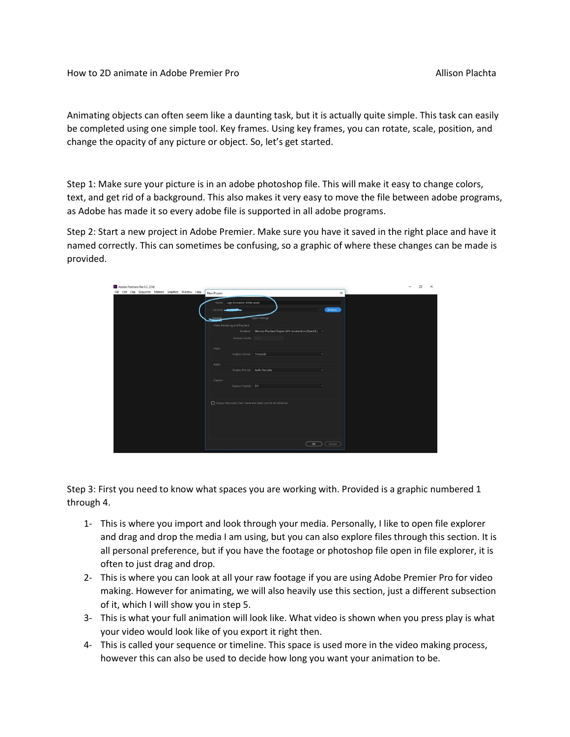How to 2D animate in Adobe Premier Pro                                                                    Allison Plachta

Animating objects can often seem like a daunting task, but it is actually quite simple. This task can easily be completed using one simple tool. Key frames. Using key frames, you can rotate, scale, position, and change the opacity of any picture or object. So, let's get started.

Step 1: Make sure your picture is in an adobe photoshop file. This will make it easy to change colors, text, and get rid of a background. This also makes it very easy to move the file between adobe programs, as Adobe has made it so every adobe file is supported in all adobe programs.

Step 2: Start a new project in Adobe Premier. Make sure you have it saved in the right place and have it named correctly. This can sometimes be confusing, so a graphic of where these changes can be made is provided.

Step 3: First you need to know what spaces you are working with. Provided is a graphic numbered 1 through 4.

1- This is where you import and look through your media. Personally, I like to open file explorer and drag and drop the media I am using, but you can also explore files through this section. It is all personal preference, but if you have the footage or photoshop file open in file explorer, it is often to just drag and drop.
2- This is where you can look at all your raw footage if you are using Adobe Premier Pro for video making. However for animating, we will also heavily use this section, just a different subsection of it, which I will show you in step 5.
3- This is what your full animation will look like. What video is shown when you press play is what your video would look like of you export it right then.
4- This is called your sequence or timeline. This space is used more in the video making process, however this can also be used to decide how long you want your animation to be.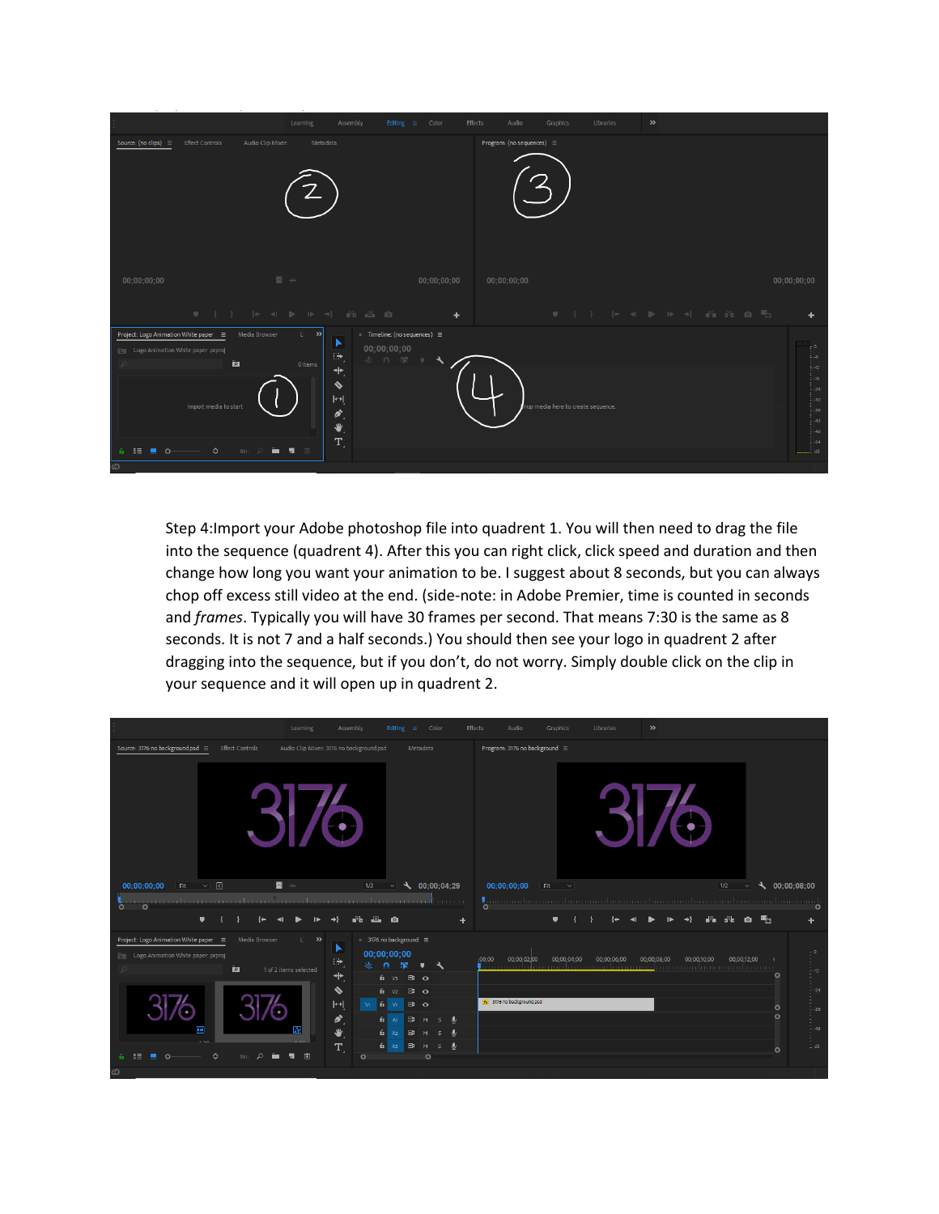Step 4:Import your Adobe photoshop file into quadrent 1. You will then need to drag the file into the sequence (quadrent 4). After this you can right click, click speed and duration and then change how long you want your animation to be. I suggest about 8 seconds, but you can always chop off excess still video at the end. (side-note: in Adobe Premier, time is counted in seconds and *frames*. Typically you will have 30 frames per second. That means 7:30 is the same as 8 seconds. It is not 7 and a half seconds.) You should then see your logo in quadrent 2 after dragging into the sequence, but if you don't, do not worry. Simply double click on the clip in your sequence and it will open up in quadrent 2.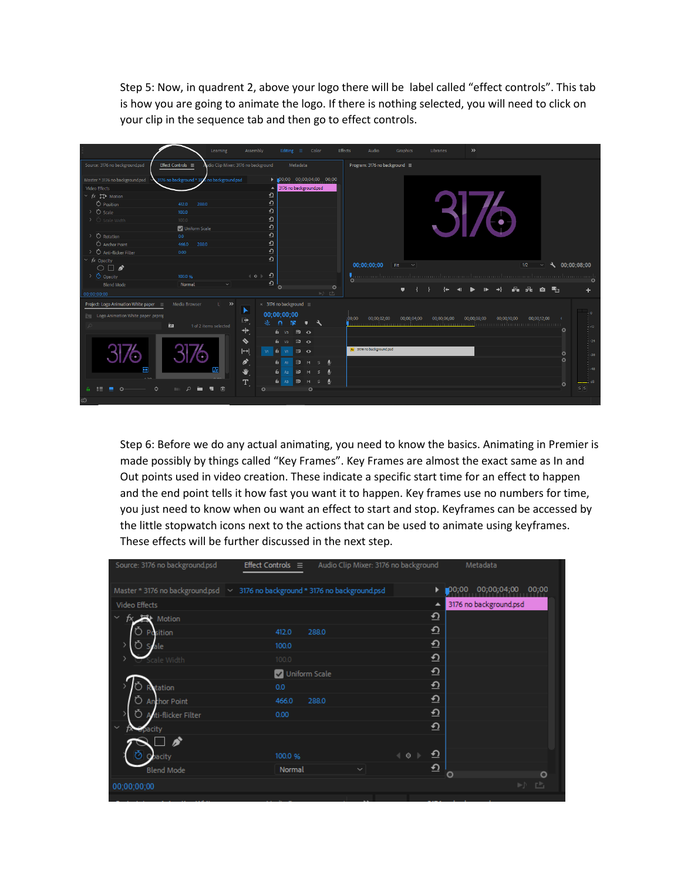Step 5: Now, in quadrent 2, above your logo there will be  label called “effect controls”. This tab is how you are going to animate the logo. If there is nothing selected, you will need to click on your clip in the sequence tab and then go to effect controls.

Step 6: Before we do any actual animating, you need to know the basics. Animating in Premier is made possibly by things called “Key Frames”. Key Frames are almost the exact same as In and Out points used in video creation. These indicate a specific start time for an effect to happen and the end point tells it how fast you want it to happen. Key frames use no numbers for time, you just need to know when ou want an effect to start and stop. Keyframes can be accessed by the little stopwatch icons next to the actions that can be used to animate using keyframes. These effects will be further discussed in the next step.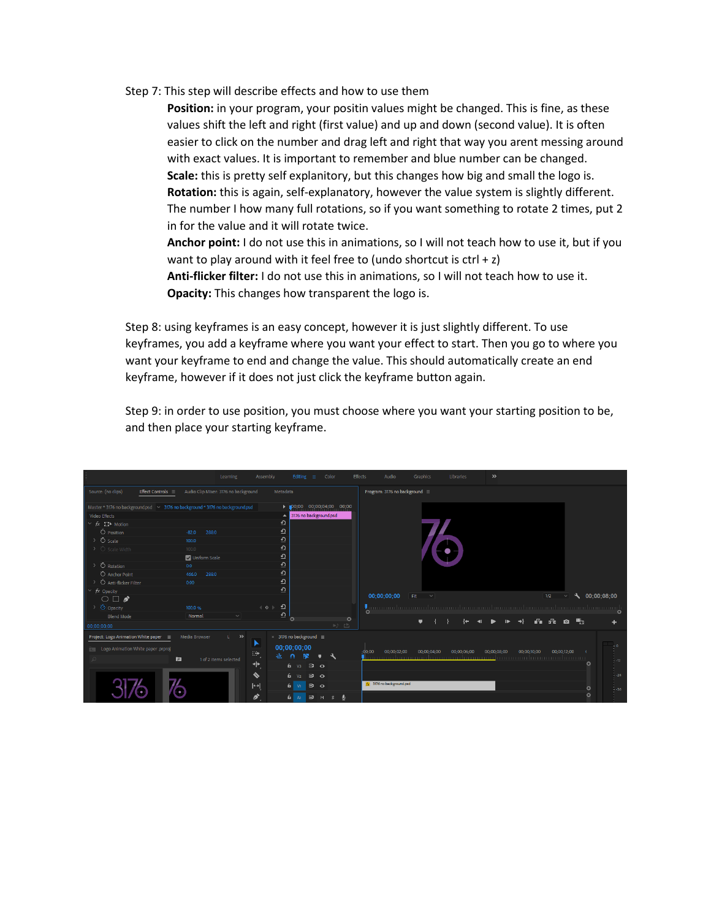Step 7: This step will describe effects and how to use them

**Position:** in your program, your positin values might be changed. This is fine, as these values shift the left and right (first value) and up and down (second value). It is often easier to click on the number and drag left and right that way you arent messing around with exact values. It is important to remember and blue number can be changed.
**Scale:** this is pretty self explanitory, but this changes how big and small the logo is.
**Rotation:** this is again, self-explanatory, however the value system is slightly different. The number I how many full rotations, so if you want something to rotate 2 times, put 2 in for the value and it will rotate twice.
**Anchor point:** I do not use this in animations, so I will not teach how to use it, but if you want to play around with it feel free to (undo shortcut is ctrl + z)
**Anti-flicker filter:** I do not use this in animations, so I will not teach how to use it.
**Opacity:** This changes how transparent the logo is.

Step 8: using keyframes is an easy concept, however it is just slightly different. To use keyframes, you add a keyframe where you want your effect to start. Then you go to where you want your keyframe to end and change the value. This should automatically create an end keyframe, however if it does not just click the keyframe button again.

Step 9: in order to use position, you must choose where you want your starting position to be, and then place your starting keyframe.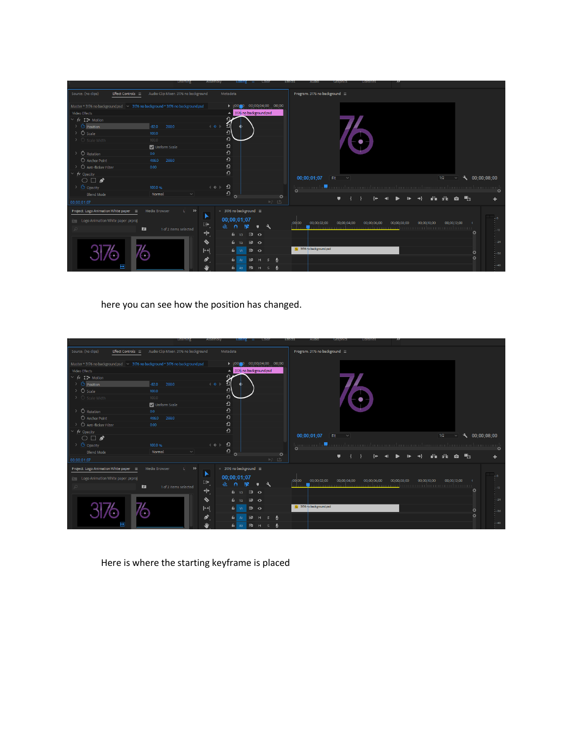here you can see how the position has changed.

Here is where the starting keyframe is placed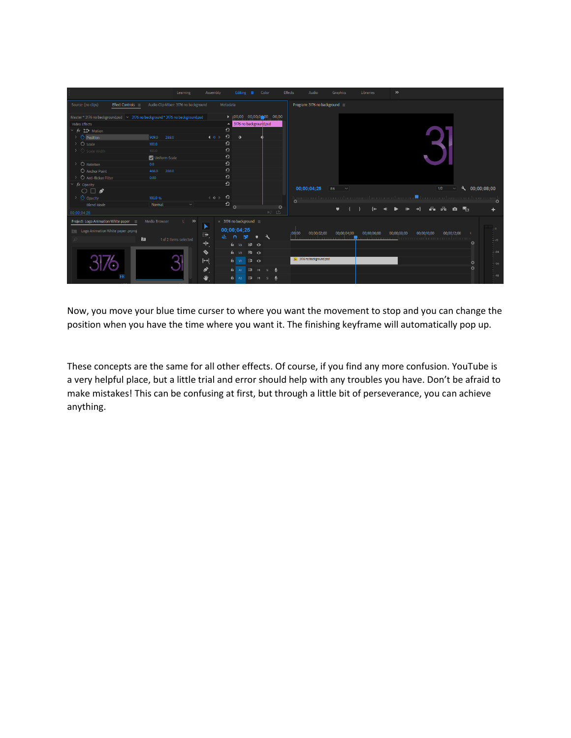Now, you move your blue time curser to where you want the movement to stop and you can change the position when you have the time where you want it. The finishing keyframe will automatically pop up.

These concepts are the same for all other effects. Of course, if you find any more confusion. YouTube is a very helpful place, but a little trial and error should help with any troubles you have. Don't be afraid to make mistakes! This can be confusing at first, but through a little bit of perseverance, you can achieve anything.